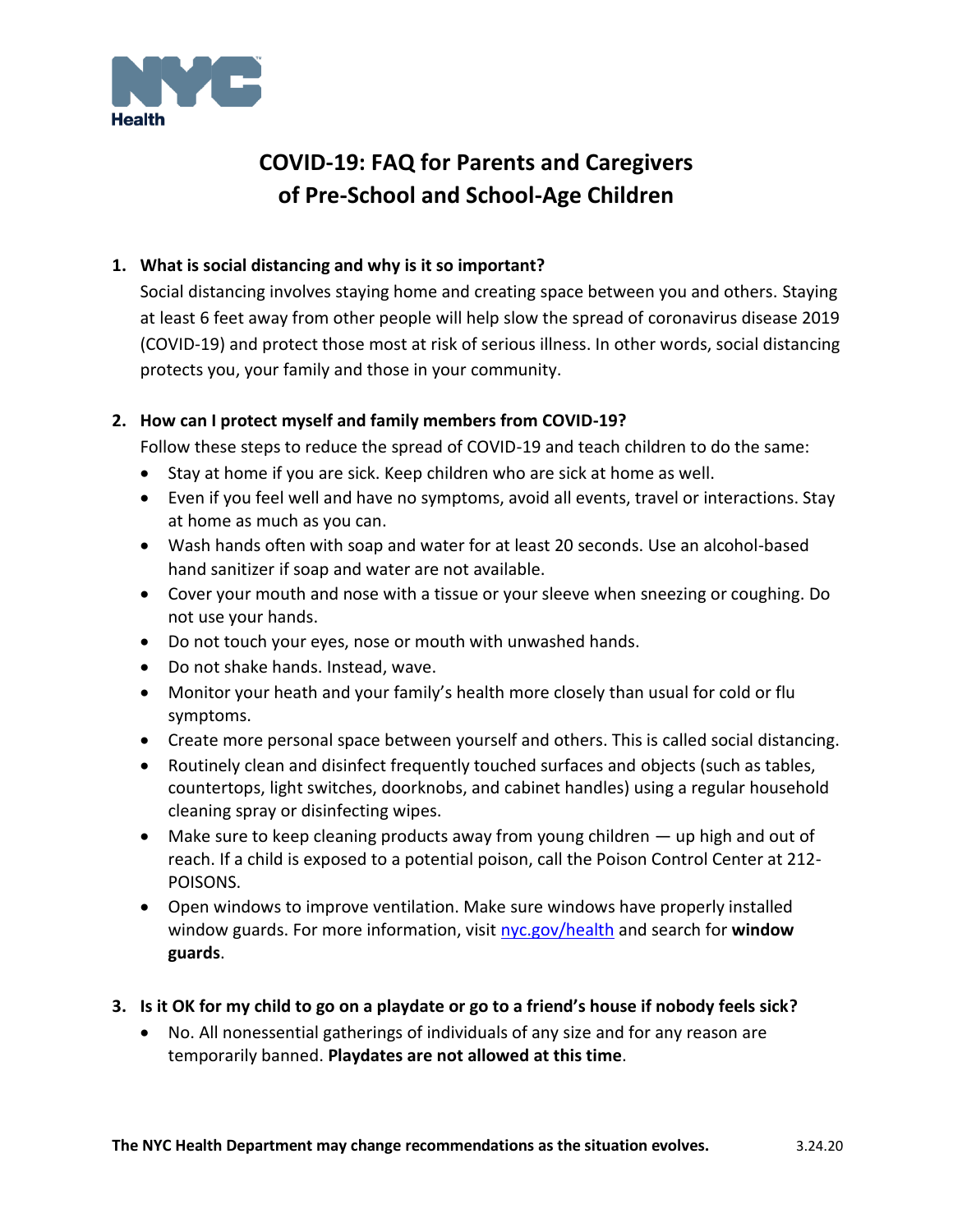NYC Health

# COVID-19: FAQ for Parents and Caregivers of Pre-School and School-Age Children

1. **What is social distancing and why is it so important?**
   Social distancing involves staying home and creating space between you and others. Staying at least 6 feet away from other people will help slow the spread of coronavirus disease 2019 (COVID-19) and protect those most at risk of serious illness. In other words, social distancing protects you, your family and those in your community.

2. **How can I protect myself and family members from COVID-19?**
   Follow these steps to reduce the spread of COVID-19 and teach children to do the same:
   - Stay at home if you are sick. Keep children who are sick at home as well.
   - Even if you feel well and have no symptoms, avoid all events, travel or interactions. Stay at home as much as you can.
   - Wash hands often with soap and water for at least 20 seconds. Use an alcohol-based hand sanitizer if soap and water are not available.
   - Cover your mouth and nose with a tissue or your sleeve when sneezing or coughing. Do not use your hands.
   - Do not touch your eyes, nose or mouth with unwashed hands.
   - Do not shake hands. Instead, wave.
   - Monitor your heath and your family's health more closely than usual for cold or flu symptoms.
   - Create more personal space between yourself and others. This is called social distancing.
   - Routinely clean and disinfect frequently touched surfaces and objects (such as tables, countertops, light switches, doorknobs, and cabinet handles) using a regular household cleaning spray or disinfecting wipes.
   - Make sure to keep cleaning products away from young children — up high and out of reach. If a child is exposed to a potential poison, call the Poison Control Center at 212-POISONS.
   - Open windows to improve ventilation. Make sure windows have properly installed window guards. For more information, visit [nyc.gov/health](nyc.gov/health) and search for **window guards**.

3. **Is it OK for my child to go on a playdate or go to a friend's house if nobody feels sick?**
   - No. All nonessential gatherings of individuals of any size and for any reason are temporarily banned. **Playdates are not allowed at this time**.

**The NYC Health Department may change recommendations as the situation evolves.** 3.24.20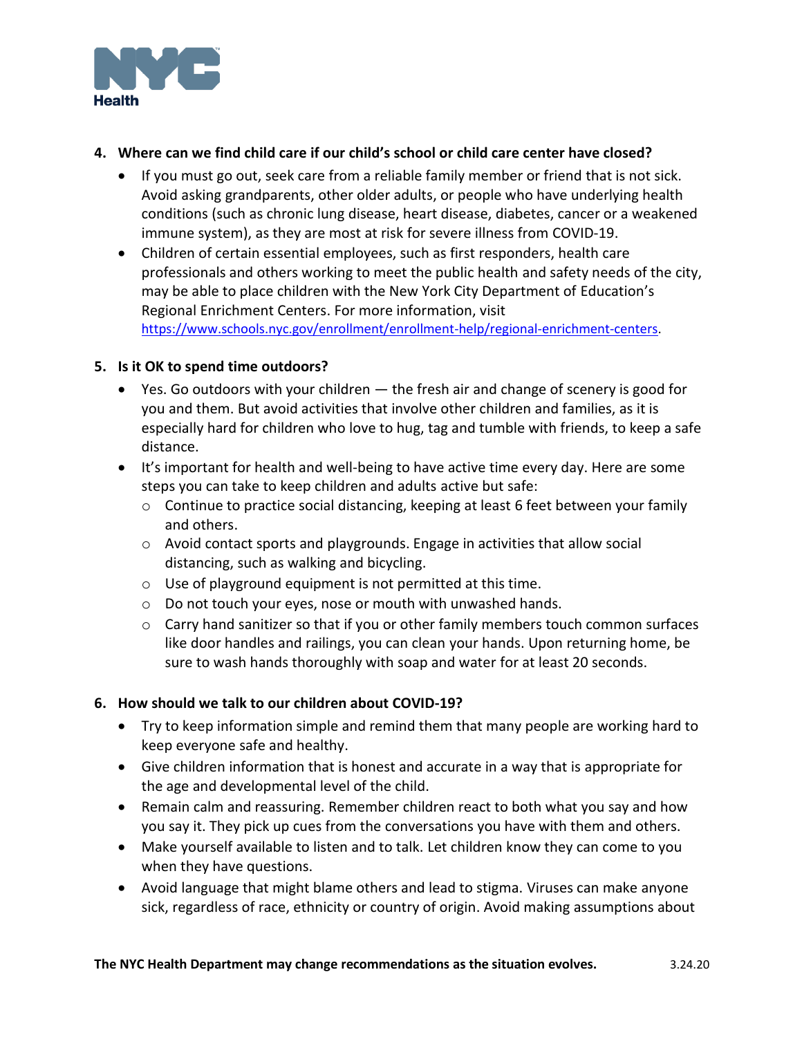4. **Where can we find child care if our child's school or child care center have closed?**
   - If you must go out, seek care from a reliable family member or friend that is not sick. Avoid asking grandparents, other older adults, or people who have underlying health conditions (such as chronic lung disease, heart disease, diabetes, cancer or a weakened immune system), as they are most at risk for severe illness from COVID-19.
   - Children of certain essential employees, such as first responders, health care professionals and others working to meet the public health and safety needs of the city, may be able to place children with the New York City Department of Education's Regional Enrichment Centers. For more information, visit https://www.schools.nyc.gov/enrollment/enrollment-help/regional-enrichment-centers.

5. **Is it OK to spend time outdoors?**
   - Yes. Go outdoors with your children — the fresh air and change of scenery is good for you and them. But avoid activities that involve other children and families, as it is especially hard for children who love to hug, tag and tumble with friends, to keep a safe distance.
   - It's important for health and well-being to have active time every day. Here are some steps you can take to keep children and adults active but safe:
     - Continue to practice social distancing, keeping at least 6 feet between your family and others.
     - Avoid contact sports and playgrounds. Engage in activities that allow social distancing, such as walking and bicycling.
     - Use of playground equipment is not permitted at this time.
     - Do not touch your eyes, nose or mouth with unwashed hands.
     - Carry hand sanitizer so that if you or other family members touch common surfaces like door handles and railings, you can clean your hands. Upon returning home, be sure to wash hands thoroughly with soap and water for at least 20 seconds.

6. **How should we talk to our children about COVID-19?**
   - Try to keep information simple and remind them that many people are working hard to keep everyone safe and healthy.
   - Give children information that is honest and accurate in a way that is appropriate for the age and developmental level of the child.
   - Remain calm and reassuring. Remember children react to both what you say and how you say it. They pick up cues from the conversations you have with them and others.
   - Make yourself available to listen and to talk. Let children know they can come to you when they have questions.
   - Avoid language that might blame others and lead to stigma. Viruses can make anyone sick, regardless of race, ethnicity or country of origin. Avoid making assumptions about

**The NYC Health Department may change recommendations as the situation evolves.** 3.24.20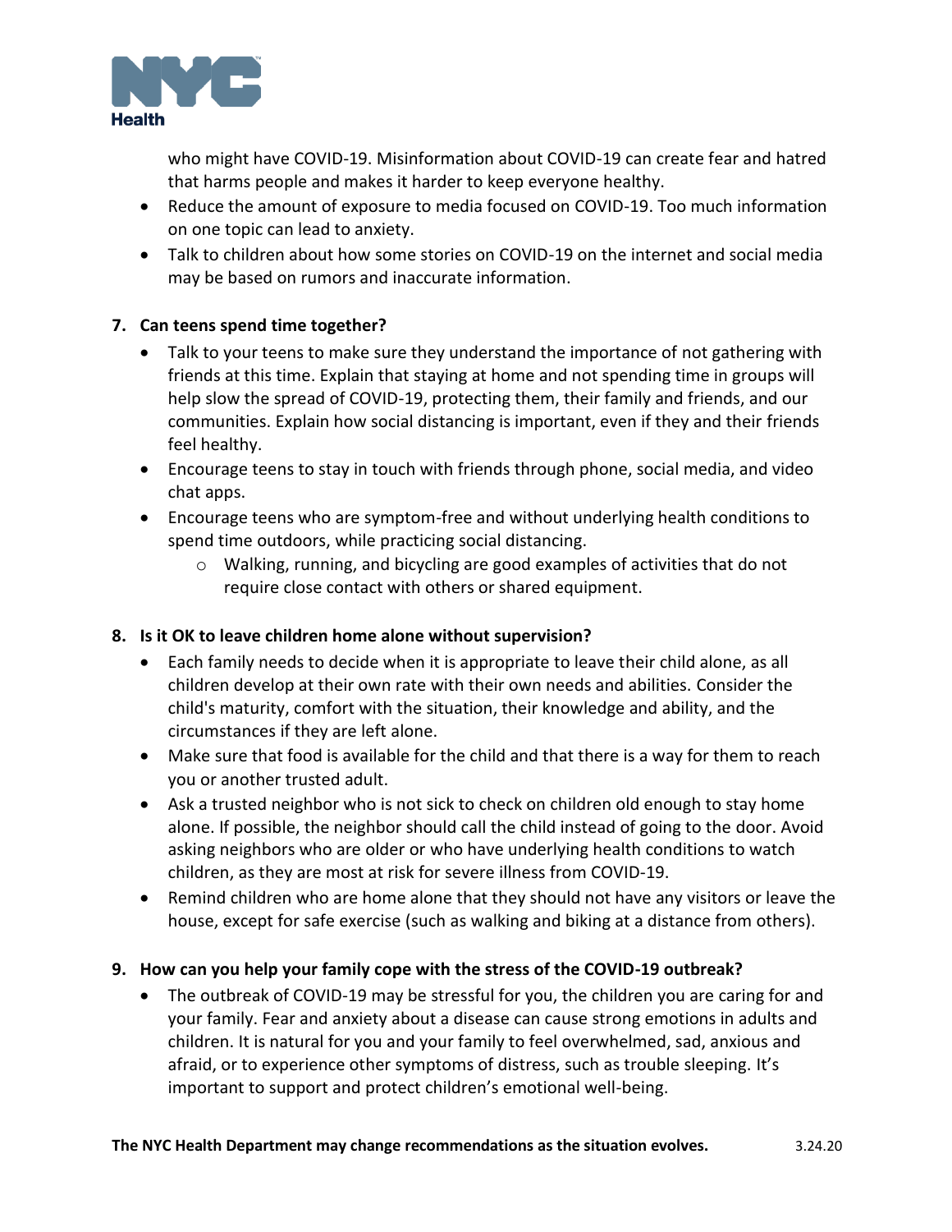who might have COVID-19. Misinformation about COVID-19 can create fear and hatred that harms people and makes it harder to keep everyone healthy.

- Reduce the amount of exposure to media focused on COVID-19. Too much information on one topic can lead to anxiety.
- Talk to children about how some stories on COVID-19 on the internet and social media may be based on rumors and inaccurate information.

**7. Can teens spend time together?**

- Talk to your teens to make sure they understand the importance of not gathering with friends at this time. Explain that staying at home and not spending time in groups will help slow the spread of COVID-19, protecting them, their family and friends, and our communities. Explain how social distancing is important, even if they and their friends feel healthy.
- Encourage teens to stay in touch with friends through phone, social media, and video chat apps.
- Encourage teens who are symptom-free and without underlying health conditions to spend time outdoors, while practicing social distancing.
  - Walking, running, and bicycling are good examples of activities that do not require close contact with others or shared equipment.

**8. Is it OK to leave children home alone without supervision?**

- Each family needs to decide when it is appropriate to leave their child alone, as all children develop at their own rate with their own needs and abilities. Consider the child's maturity, comfort with the situation, their knowledge and ability, and the circumstances if they are left alone.
- Make sure that food is available for the child and that there is a way for them to reach you or another trusted adult.
- Ask a trusted neighbor who is not sick to check on children old enough to stay home alone. If possible, the neighbor should call the child instead of going to the door. Avoid asking neighbors who are older or who have underlying health conditions to watch children, as they are most at risk for severe illness from COVID-19.
- Remind children who are home alone that they should not have any visitors or leave the house, except for safe exercise (such as walking and biking at a distance from others).

**9. How can you help your family cope with the stress of the COVID-19 outbreak?**

- The outbreak of COVID-19 may be stressful for you, the children you are caring for and your family. Fear and anxiety about a disease can cause strong emotions in adults and children. It is natural for you and your family to feel overwhelmed, sad, anxious and afraid, or to experience other symptoms of distress, such as trouble sleeping. It's important to support and protect children's emotional well-being.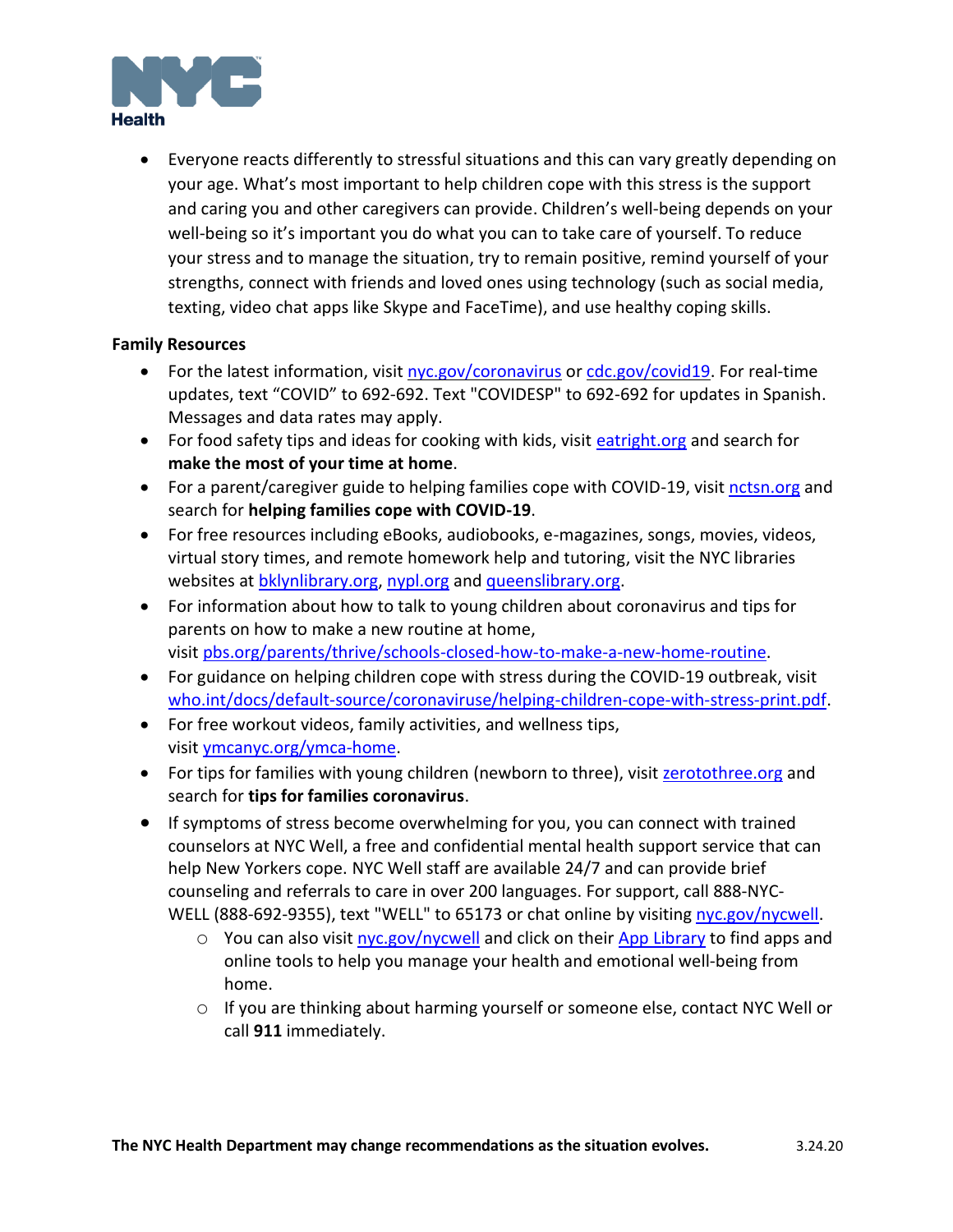- Everyone reacts differently to stressful situations and this can vary greatly depending on your age. What's most important to help children cope with this stress is the support and caring you and other caregivers can provide. Children's well-being depends on your well-being so it's important you do what you can to take care of yourself. To reduce your stress and to manage the situation, try to remain positive, remind yourself of your strengths, connect with friends and loved ones using technology (such as social media, texting, video chat apps like Skype and FaceTime), and use healthy coping skills.

**Family Resources**

- For the latest information, visit nyc.gov/coronavirus or cdc.gov/covid19. For real-time updates, text "COVID" to 692-692. Text "COVIDESP" to 692-692 for updates in Spanish. Messages and data rates may apply.
- For food safety tips and ideas for cooking with kids, visit eatright.org and search for **make the most of your time at home**.
- For a parent/caregiver guide to helping families cope with COVID-19, visit nctsn.org and search for **helping families cope with COVID-19**.
- For free resources including eBooks, audiobooks, e-magazines, songs, movies, videos, virtual story times, and remote homework help and tutoring, visit the NYC libraries websites at bklynlibrary.org, nypl.org and queenslibrary.org.
- For information about how to talk to young children about coronavirus and tips for parents on how to make a new routine at home, visit pbs.org/parents/thrive/schools-closed-how-to-make-a-new-home-routine.
- For guidance on helping children cope with stress during the COVID-19 outbreak, visit who.int/docs/default-source/coronaviruse/helping-children-cope-with-stress-print.pdf.
- For free workout videos, family activities, and wellness tips, visit ymcanyc.org/ymca-home.
- For tips for families with young children (newborn to three), visit zerotothree.org and search for **tips for families coronavirus**.
- If symptoms of stress become overwhelming for you, you can connect with trained counselors at NYC Well, a free and confidential mental health support service that can help New Yorkers cope. NYC Well staff are available 24/7 and can provide brief counseling and referrals to care in over 200 languages. For support, call 888-NYC-WELL (888-692-9355), text "WELL" to 65173 or chat online by visiting nyc.gov/nycwell.
  - You can also visit nyc.gov/nycwell and click on their App Library to find apps and online tools to help you manage your health and emotional well-being from home.
  - If you are thinking about harming yourself or someone else, contact NYC Well or call **911** immediately.

**The NYC Health Department may change recommendations as the situation evolves.** 3.24.20